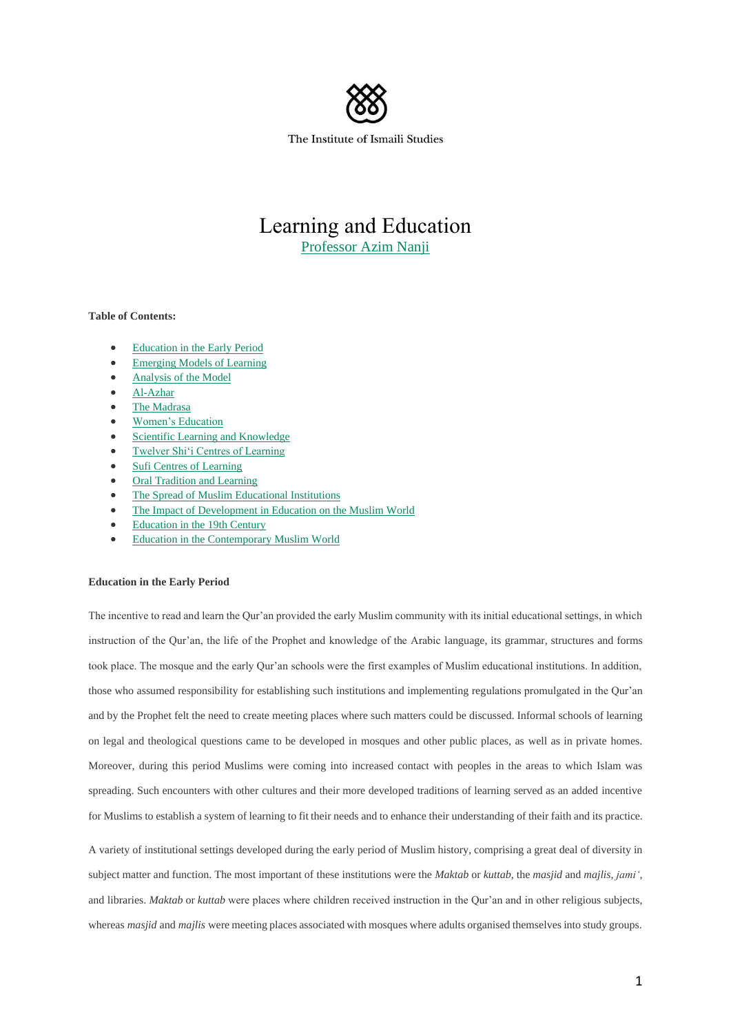The Institute of Ismaili Studies

# Learning and Education

Professor Azim Nanji

**Table of Contents:**

- Education in the Early Period
- Emerging Models of Learning
- Analysis of the Model
- Al-Azhar
- The Madrasa
- Women's Education
- Scientific Learning and Knowledge
- Twelver Shi'i Centres of Learning
- Sufi Centres of Learning
- Oral Tradition and Learning
- The Spread of Muslim Educational Institutions
- The Impact of Development in Education on the Muslim World
- Education in the 19th Century
- Education in the Contemporary Muslim World

## Education in the Early Period

The incentive to read and learn the Qur'an provided the early Muslim community with its initial educational settings, in which instruction of the Qur'an, the life of the Prophet and knowledge of the Arabic language, its grammar, structures and forms took place. The mosque and the early Qur'an schools were the first examples of Muslim educational institutions. In addition, those who assumed responsibility for establishing such institutions and implementing regulations promulgated in the Qur'an and by the Prophet felt the need to create meeting places where such matters could be discussed. Informal schools of learning on legal and theological questions came to be developed in mosques and other public places, as well as in private homes. Moreover, during this period Muslims were coming into increased contact with peoples in the areas to which Islam was spreading. Such encounters with other cultures and their more developed traditions of learning served as an added incentive for Muslims to establish a system of learning to fit their needs and to enhance their understanding of their faith and its practice.

A variety of institutional settings developed during the early period of Muslim history, comprising a great deal of diversity in subject matter and function. The most important of these institutions were the *Maktab* or *kuttab*, the *masjid* and *majlis*, *jami'*, and libraries. *Maktab* or *kuttab* were places where children received instruction in the Qur'an and in other religious subjects, whereas *masjid* and *majlis* were meeting places associated with mosques where adults organised themselves into study groups.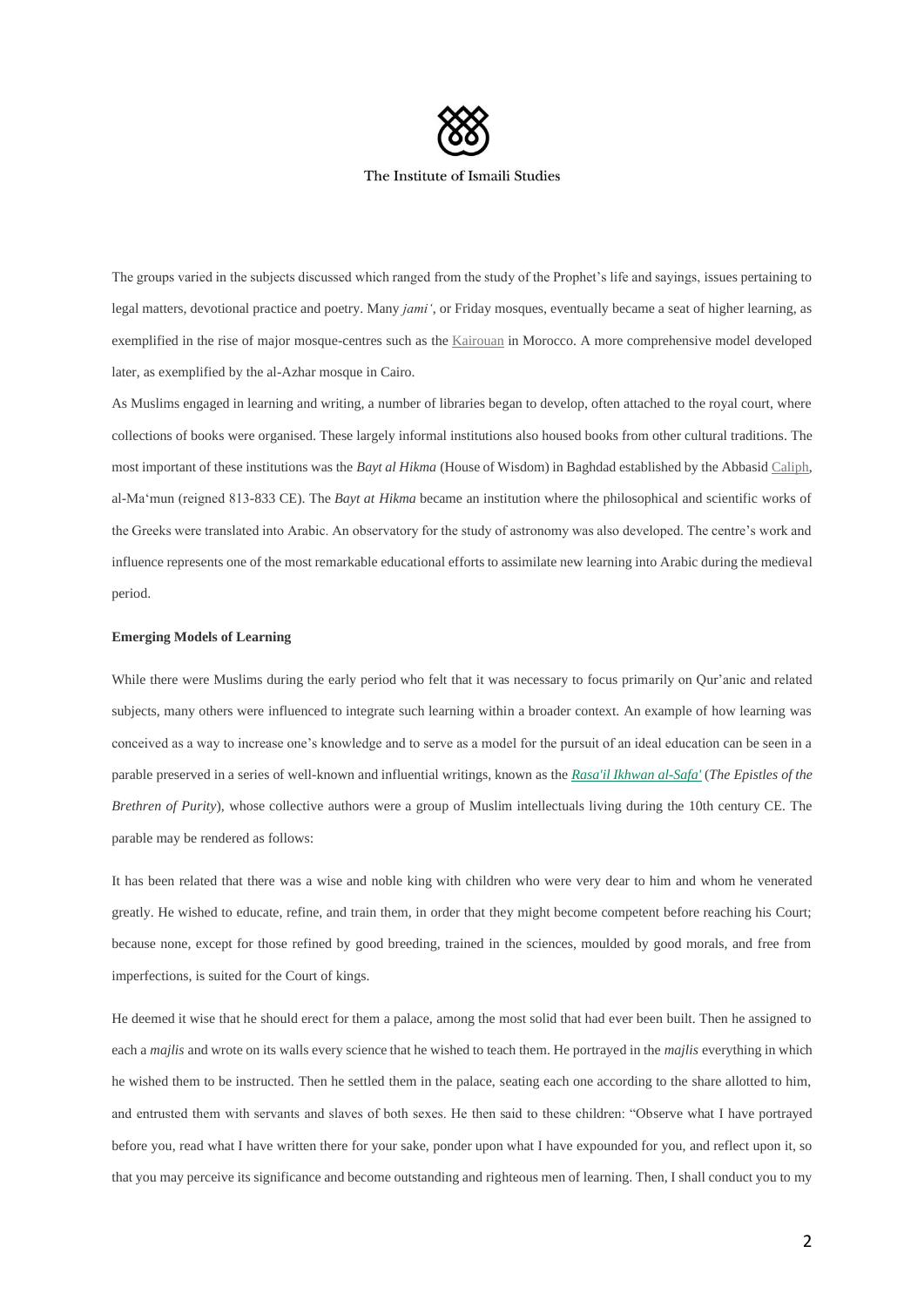The groups varied in the subjects discussed which ranged from the study of the Prophet's life and sayings, issues pertaining to legal matters, devotional practice and poetry. Many *jami'*, or Friday mosques, eventually became a seat of higher learning, as exemplified in the rise of major mosque-centres such as the Kairouan in Morocco. A more comprehensive model developed later, as exemplified by the al-Azhar mosque in Cairo.

As Muslims engaged in learning and writing, a number of libraries began to develop, often attached to the royal court, where collections of books were organised. These largely informal institutions also housed books from other cultural traditions. The most important of these institutions was the *Bayt al Hikma* (House of Wisdom) in Baghdad established by the Abbasid Caliph, al-Ma'mun (reigned 813-833 CE). The *Bayt at Hikma* became an institution where the philosophical and scientific works of the Greeks were translated into Arabic. An observatory for the study of astronomy was also developed. The centre's work and influence represents one of the most remarkable educational efforts to assimilate new learning into Arabic during the medieval period.

**Emerging Models of Learning**

While there were Muslims during the early period who felt that it was necessary to focus primarily on Qur'anic and related subjects, many others were influenced to integrate such learning within a broader context. An example of how learning was conceived as a way to increase one's knowledge and to serve as a model for the pursuit of an ideal education can be seen in a parable preserved in a series of well-known and influential writings, known as the *Rasa'il Ikhwan al-Safa'* (*The Epistles of the Brethren of Purity*), whose collective authors were a group of Muslim intellectuals living during the 10th century CE. The parable may be rendered as follows:

It has been related that there was a wise and noble king with children who were very dear to him and whom he venerated greatly. He wished to educate, refine, and train them, in order that they might become competent before reaching his Court; because none, except for those refined by good breeding, trained in the sciences, moulded by good morals, and free from imperfections, is suited for the Court of kings.

He deemed it wise that he should erect for them a palace, among the most solid that had ever been built. Then he assigned to each a *majlis* and wrote on its walls every science that he wished to teach them. He portrayed in the *majlis* everything in which he wished them to be instructed. Then he settled them in the palace, seating each one according to the share allotted to him, and entrusted them with servants and slaves of both sexes. He then said to these children: "Observe what I have portrayed before you, read what I have written there for your sake, ponder upon what I have expounded for you, and reflect upon it, so that you may perceive its significance and become outstanding and righteous men of learning. Then, I shall conduct you to my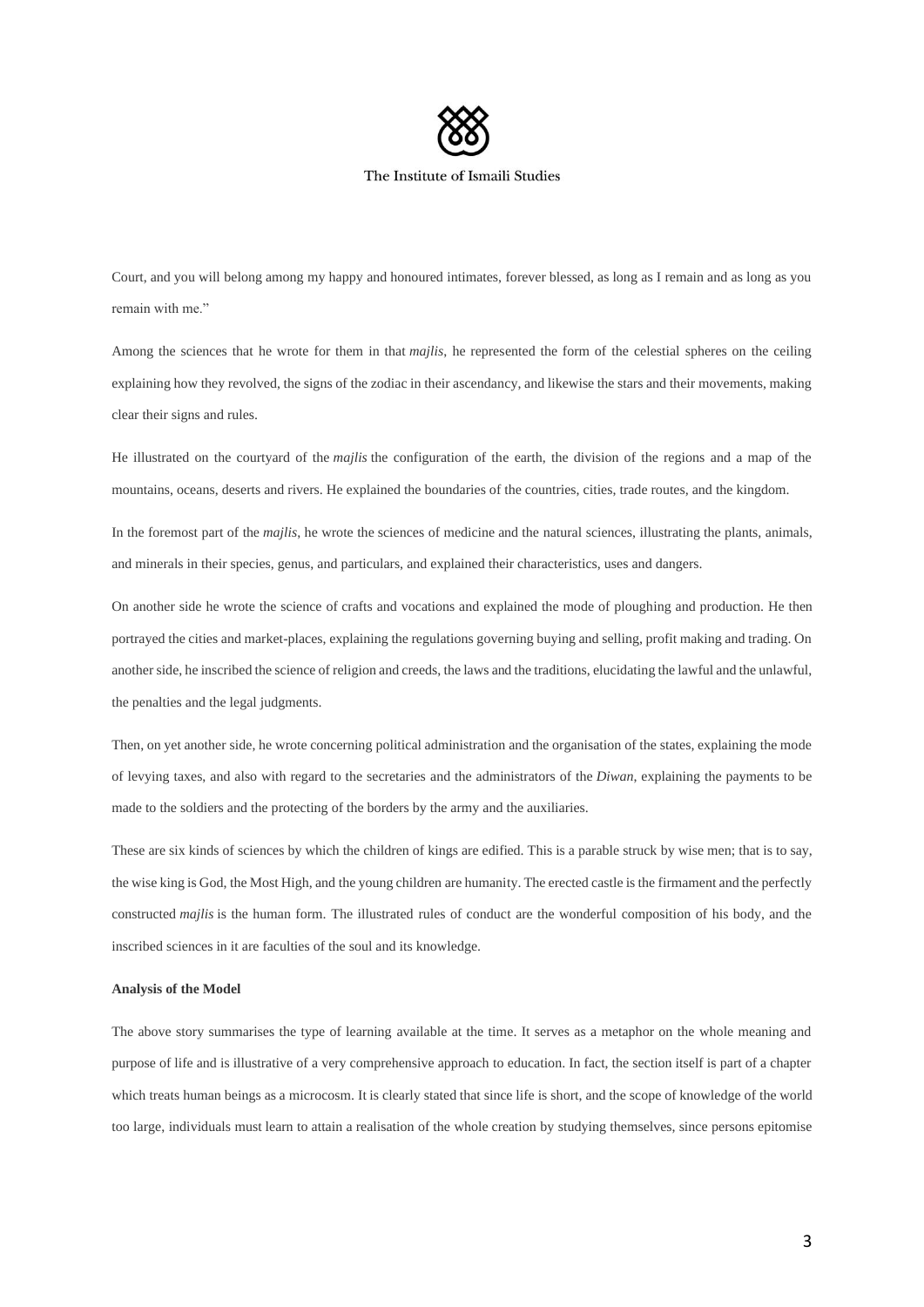Court, and you will belong among my happy and honoured intimates, forever blessed, as long as I remain and as long as you remain with me."

Among the sciences that he wrote for them in that *majlis*, he represented the form of the celestial spheres on the ceiling explaining how they revolved, the signs of the zodiac in their ascendancy, and likewise the stars and their movements, making clear their signs and rules.

He illustrated on the courtyard of the *majlis* the configuration of the earth, the division of the regions and a map of the mountains, oceans, deserts and rivers. He explained the boundaries of the countries, cities, trade routes, and the kingdom.

In the foremost part of the *majlis*, he wrote the sciences of medicine and the natural sciences, illustrating the plants, animals, and minerals in their species, genus, and particulars, and explained their characteristics, uses and dangers.

On another side he wrote the science of crafts and vocations and explained the mode of ploughing and production. He then portrayed the cities and market-places, explaining the regulations governing buying and selling, profit making and trading. On another side, he inscribed the science of religion and creeds, the laws and the traditions, elucidating the lawful and the unlawful, the penalties and the legal judgments.

Then, on yet another side, he wrote concerning political administration and the organisation of the states, explaining the mode of levying taxes, and also with regard to the secretaries and the administrators of the *Diwan*, explaining the payments to be made to the soldiers and the protecting of the borders by the army and the auxiliaries.

These are six kinds of sciences by which the children of kings are edified. This is a parable struck by wise men; that is to say, the wise king is God, the Most High, and the young children are humanity. The erected castle is the firmament and the perfectly constructed *majlis* is the human form. The illustrated rules of conduct are the wonderful composition of his body, and the inscribed sciences in it are faculties of the soul and its knowledge.

**Analysis of the Model**

The above story summarises the type of learning available at the time. It serves as a metaphor on the whole meaning and purpose of life and is illustrative of a very comprehensive approach to education. In fact, the section itself is part of a chapter which treats human beings as a microcosm. It is clearly stated that since life is short, and the scope of knowledge of the world too large, individuals must learn to attain a realisation of the whole creation by studying themselves, since persons epitomise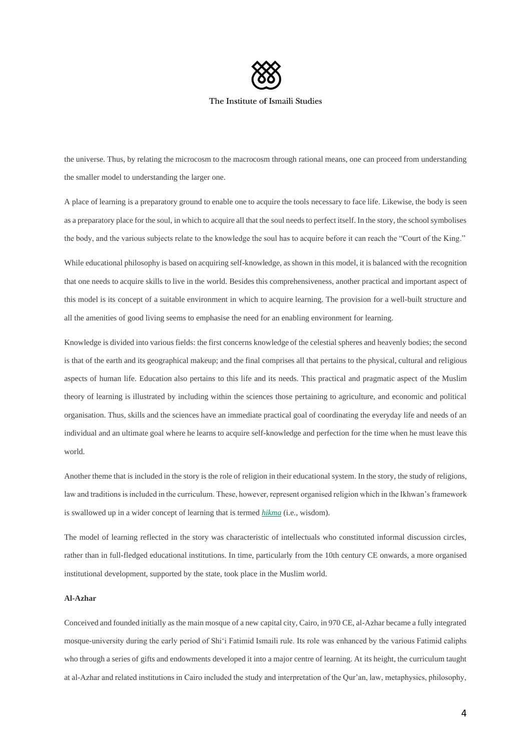the universe. Thus, by relating the microcosm to the macrocosm through rational means, one can proceed from understanding the smaller model to understanding the larger one.

A place of learning is a preparatory ground to enable one to acquire the tools necessary to face life. Likewise, the body is seen as a preparatory place for the soul, in which to acquire all that the soul needs to perfect itself. In the story, the school symbolises the body, and the various subjects relate to the knowledge the soul has to acquire before it can reach the "Court of the King."

While educational philosophy is based on acquiring self-knowledge, as shown in this model, it is balanced with the recognition that one needs to acquire skills to live in the world. Besides this comprehensiveness, another practical and important aspect of this model is its concept of a suitable environment in which to acquire learning. The provision for a well-built structure and all the amenities of good living seems to emphasise the need for an enabling environment for learning.

Knowledge is divided into various fields: the first concerns knowledge of the celestial spheres and heavenly bodies; the second is that of the earth and its geographical makeup; and the final comprises all that pertains to the physical, cultural and religious aspects of human life. Education also pertains to this life and its needs. This practical and pragmatic aspect of the Muslim theory of learning is illustrated by including within the sciences those pertaining to agriculture, and economic and political organisation. Thus, skills and the sciences have an immediate practical goal of coordinating the everyday life and needs of an individual and an ultimate goal where he learns to acquire self-knowledge and perfection for the time when he must leave this world.

Another theme that is included in the story is the role of religion in their educational system. In the story, the study of religions, law and traditions is included in the curriculum. These, however, represent organised religion which in the Ikhwan's framework is swallowed up in a wider concept of learning that is termed *hikma* (i.e., wisdom).

The model of learning reflected in the story was characteristic of intellectuals who constituted informal discussion circles, rather than in full-fledged educational institutions. In time, particularly from the 10th century CE onwards, a more organised institutional development, supported by the state, took place in the Muslim world.

**Al-Azhar**

Conceived and founded initially as the main mosque of a new capital city, Cairo, in 970 CE, al-Azhar became a fully integrated mosque-university during the early period of Shi'i Fatimid Ismaili rule. Its role was enhanced by the various Fatimid caliphs who through a series of gifts and endowments developed it into a major centre of learning. At its height, the curriculum taught at al-Azhar and related institutions in Cairo included the study and interpretation of the Qur'an, law, metaphysics, philosophy,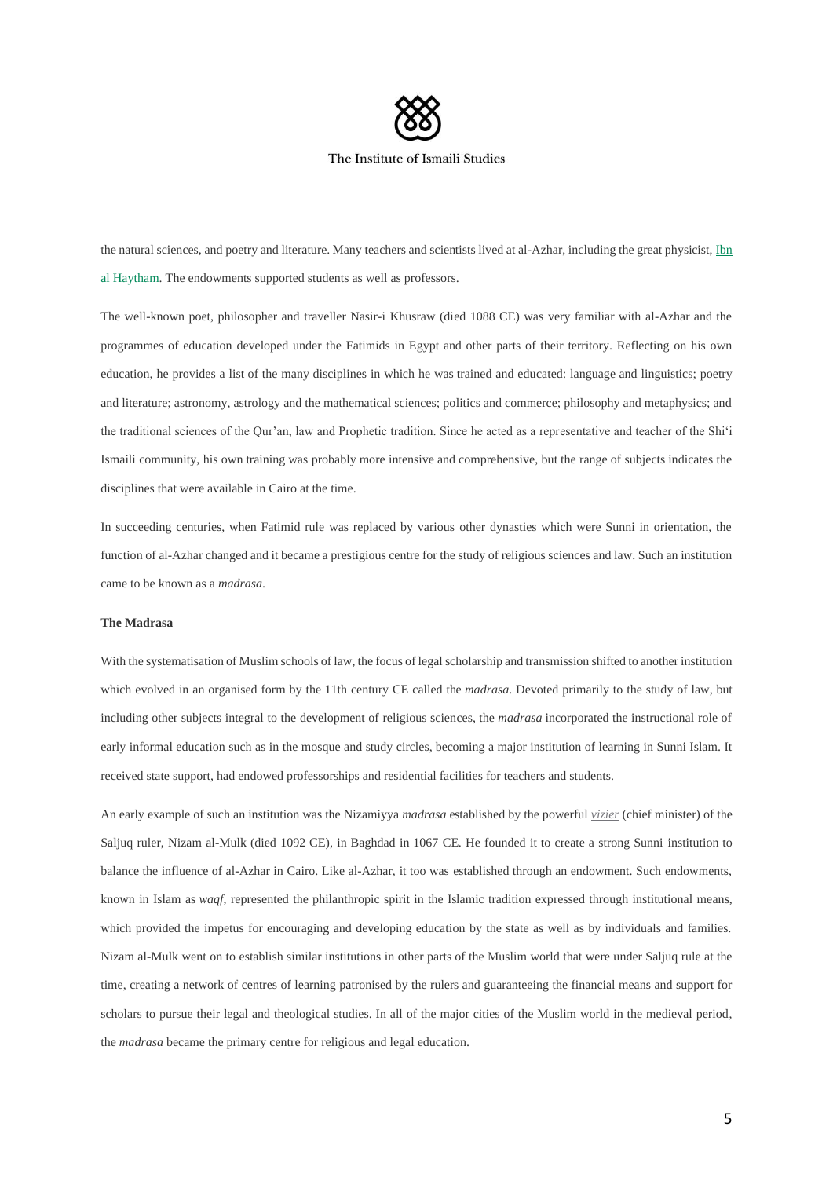the natural sciences, and poetry and literature. Many teachers and scientists lived at al-Azhar, including the great physicist, Ibn al Haytham. The endowments supported students as well as professors.

The well-known poet, philosopher and traveller Nasir-i Khusraw (died 1088 CE) was very familiar with al-Azhar and the programmes of education developed under the Fatimids in Egypt and other parts of their territory. Reflecting on his own education, he provides a list of the many disciplines in which he was trained and educated: language and linguistics; poetry and literature; astronomy, astrology and the mathematical sciences; politics and commerce; philosophy and metaphysics; and the traditional sciences of the Qur'an, law and Prophetic tradition. Since he acted as a representative and teacher of the Shi'i Ismaili community, his own training was probably more intensive and comprehensive, but the range of subjects indicates the disciplines that were available in Cairo at the time.

In succeeding centuries, when Fatimid rule was replaced by various other dynasties which were Sunni in orientation, the function of al-Azhar changed and it became a prestigious centre for the study of religious sciences and law. Such an institution came to be known as a *madrasa*.

**The Madrasa**

With the systematisation of Muslim schools of law, the focus of legal scholarship and transmission shifted to another institution which evolved in an organised form by the 11th century CE called the *madrasa*. Devoted primarily to the study of law, but including other subjects integral to the development of religious sciences, the *madrasa* incorporated the instructional role of early informal education such as in the mosque and study circles, becoming a major institution of learning in Sunni Islam. It received state support, had endowed professorships and residential facilities for teachers and students.

An early example of such an institution was the Nizamiyya *madrasa* established by the powerful *vizier* (chief minister) of the Saljuq ruler, Nizam al-Mulk (died 1092 CE), in Baghdad in 1067 CE. He founded it to create a strong Sunni institution to balance the influence of al-Azhar in Cairo. Like al-Azhar, it too was established through an endowment. Such endowments, known in Islam as *waqf*, represented the philanthropic spirit in the Islamic tradition expressed through institutional means, which provided the impetus for encouraging and developing education by the state as well as by individuals and families. Nizam al-Mulk went on to establish similar institutions in other parts of the Muslim world that were under Saljuq rule at the time, creating a network of centres of learning patronised by the rulers and guaranteeing the financial means and support for scholars to pursue their legal and theological studies. In all of the major cities of the Muslim world in the medieval period, the *madrasa* became the primary centre for religious and legal education.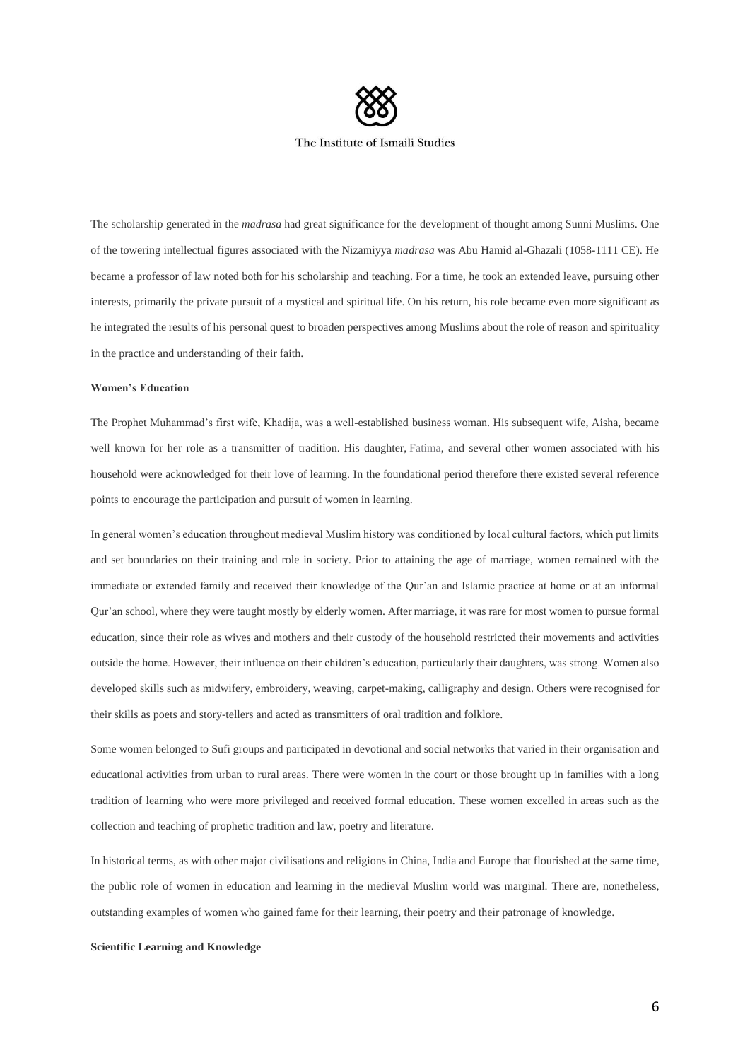The scholarship generated in the *madrasa* had great significance for the development of thought among Sunni Muslims. One of the towering intellectual figures associated with the Nizamiyya *madrasa* was Abu Hamid al-Ghazali (1058-1111 CE). He became a professor of law noted both for his scholarship and teaching. For a time, he took an extended leave, pursuing other interests, primarily the private pursuit of a mystical and spiritual life. On his return, his role became even more significant as he integrated the results of his personal quest to broaden perspectives among Muslims about the role of reason and spirituality in the practice and understanding of their faith.

**Women's Education**

The Prophet Muhammad's first wife, Khadija, was a well-established business woman. His subsequent wife, Aisha, became well known for her role as a transmitter of tradition. His daughter, Fatima, and several other women associated with his household were acknowledged for their love of learning. In the foundational period therefore there existed several reference points to encourage the participation and pursuit of women in learning.

In general women's education throughout medieval Muslim history was conditioned by local cultural factors, which put limits and set boundaries on their training and role in society. Prior to attaining the age of marriage, women remained with the immediate or extended family and received their knowledge of the Qur'an and Islamic practice at home or at an informal Qur'an school, where they were taught mostly by elderly women. After marriage, it was rare for most women to pursue formal education, since their role as wives and mothers and their custody of the household restricted their movements and activities outside the home. However, their influence on their children's education, particularly their daughters, was strong. Women also developed skills such as midwifery, embroidery, weaving, carpet-making, calligraphy and design. Others were recognised for their skills as poets and story-tellers and acted as transmitters of oral tradition and folklore.

Some women belonged to Sufi groups and participated in devotional and social networks that varied in their organisation and educational activities from urban to rural areas. There were women in the court or those brought up in families with a long tradition of learning who were more privileged and received formal education. These women excelled in areas such as the collection and teaching of prophetic tradition and law, poetry and literature.

In historical terms, as with other major civilisations and religions in China, India and Europe that flourished at the same time, the public role of women in education and learning in the medieval Muslim world was marginal. There are, nonetheless, outstanding examples of women who gained fame for their learning, their poetry and their patronage of knowledge.

**Scientific Learning and Knowledge**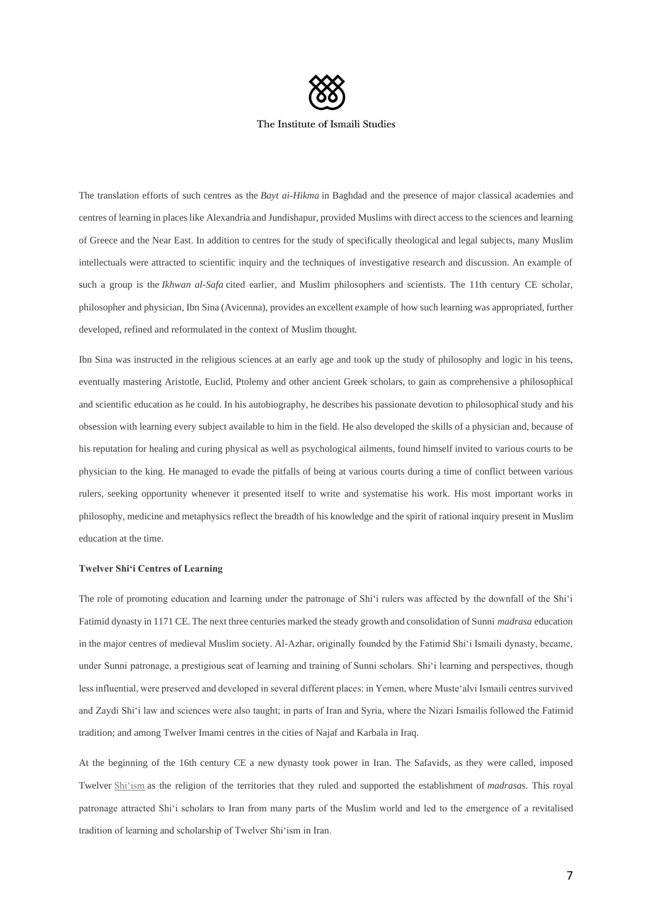The translation efforts of such centres as the *Bayt ai-Hikma* in Baghdad and the presence of major classical academies and centres of learning in places like Alexandria and Jundishapur, provided Muslims with direct access to the sciences and learning of Greece and the Near East. In addition to centres for the study of specifically theological and legal subjects, many Muslim intellectuals were attracted to scientific inquiry and the techniques of investigative research and discussion. An example of such a group is the *Ikhwan al-Safa* cited earlier, and Muslim philosophers and scientists. The 11th century CE scholar, philosopher and physician, Ibn Sina (Avicenna), provides an excellent example of how such learning was appropriated, further developed, refined and reformulated in the context of Muslim thought.

Ibn Sina was instructed in the religious sciences at an early age and took up the study of philosophy and logic in his teens, eventually mastering Aristotle, Euclid, Ptolemy and other ancient Greek scholars, to gain as comprehensive a philosophical and scientific education as he could. In his autobiography, he describes his passionate devotion to philosophical study and his obsession with learning every subject available to him in the field. He also developed the skills of a physician and, because of his reputation for healing and curing physical as well as psychological ailments, found himself invited to various courts to be physician to the king. He managed to evade the pitfalls of being at various courts during a time of conflict between various rulers, seeking opportunity whenever it presented itself to write and systematise his work. His most important works in philosophy, medicine and metaphysics reflect the breadth of his knowledge and the spirit of rational inquiry present in Muslim education at the time.

**Twelver Shi'i Centres of Learning**

The role of promoting education and learning under the patronage of Shi'i rulers was affected by the downfall of the Shi'i Fatimid dynasty in 1171 CE. The next three centuries marked the steady growth and consolidation of Sunni *madrasa* education in the major centres of medieval Muslim society. Al-Azhar, originally founded by the Fatimid Shi'i Ismaili dynasty, became, under Sunni patronage, a prestigious seat of learning and training of Sunni scholars. Shi'i learning and perspectives, though less influential, were preserved and developed in several different places: in Yemen, where Muste'alvi Ismaili centres survived and Zaydi Shi'i law and sciences were also taught; in parts of Iran and Syria, where the Nizari Ismailis followed the Fatimid tradition; and among Twelver Imami centres in the cities of Najaf and Karbala in Iraq.

At the beginning of the 16th century CE a new dynasty took power in Iran. The Safavids, as they were called, imposed Twelver Shi'ism as the religion of the territories that they ruled and supported the establishment of *madrasa*s. This royal patronage attracted Shi'i scholars to Iran from many parts of the Muslim world and led to the emergence of a revitalised tradition of learning and scholarship of Twelver Shi'ism in Iran.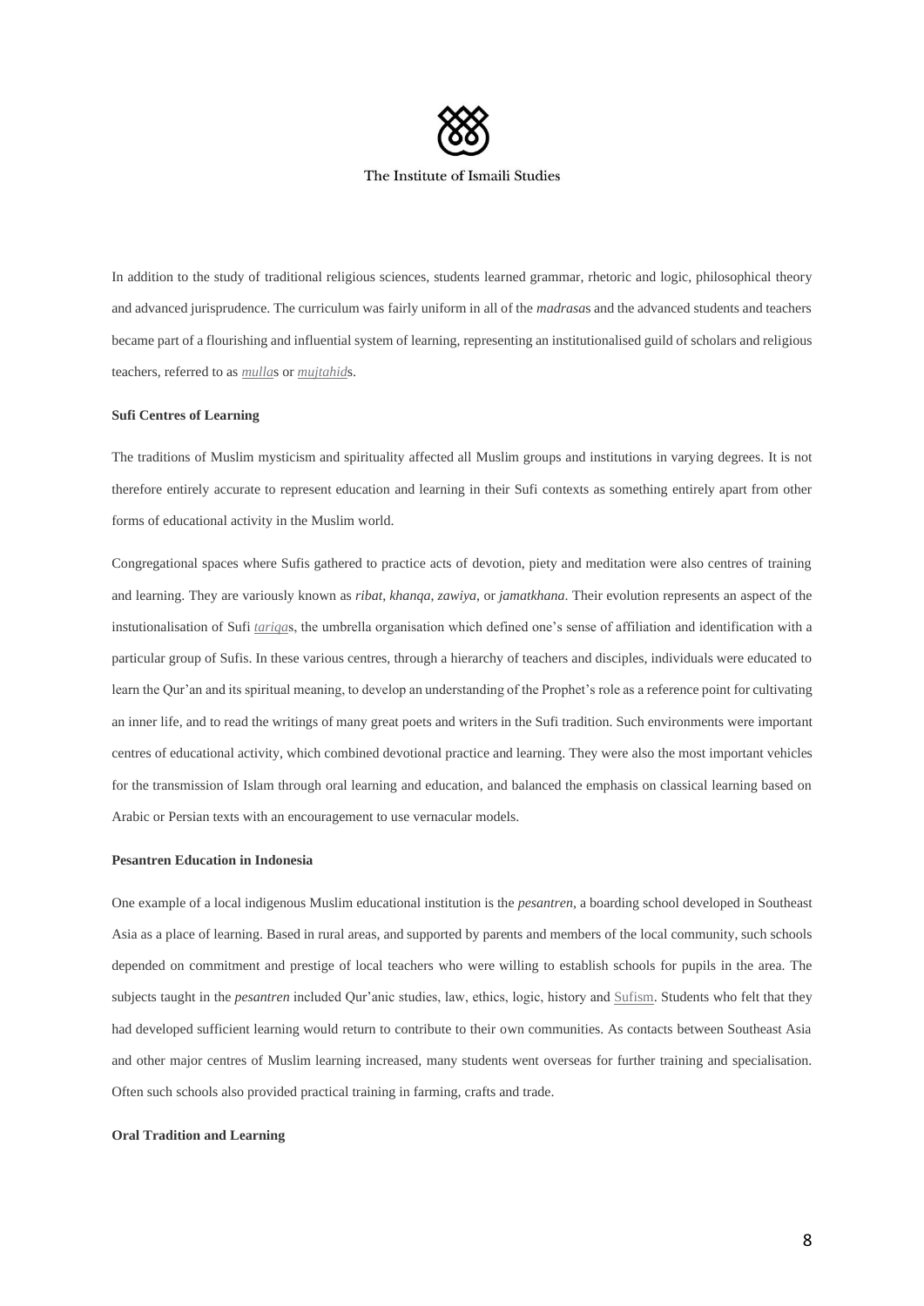In addition to the study of traditional religious sciences, students learned grammar, rhetoric and logic, philosophical theory and advanced jurisprudence. The curriculum was fairly uniform in all of the *madrasa*s and the advanced students and teachers became part of a flourishing and influential system of learning, representing an institutionalised guild of scholars and religious teachers, referred to as *mulla*s or *mujtahid*s.

**Sufi Centres of Learning**

The traditions of Muslim mysticism and spirituality affected all Muslim groups and institutions in varying degrees. It is not therefore entirely accurate to represent education and learning in their Sufi contexts as something entirely apart from other forms of educational activity in the Muslim world.

Congregational spaces where Sufis gathered to practice acts of devotion, piety and meditation were also centres of training and learning. They are variously known as *ribat*, *khanqa*, *zawiya*, or *jamatkhana*. Their evolution represents an aspect of the instutionalisation of Sufi *tariqa*s, the umbrella organisation which defined one's sense of affiliation and identification with a particular group of Sufis. In these various centres, through a hierarchy of teachers and disciples, individuals were educated to learn the Qur'an and its spiritual meaning, to develop an understanding of the Prophet's role as a reference point for cultivating an inner life, and to read the writings of many great poets and writers in the Sufi tradition. Such environments were important centres of educational activity, which combined devotional practice and learning. They were also the most important vehicles for the transmission of Islam through oral learning and education, and balanced the emphasis on classical learning based on Arabic or Persian texts with an encouragement to use vernacular models.

**Pesantren Education in Indonesia**

One example of a local indigenous Muslim educational institution is the *pesantren*, a boarding school developed in Southeast Asia as a place of learning. Based in rural areas, and supported by parents and members of the local community, such schools depended on commitment and prestige of local teachers who were willing to establish schools for pupils in the area. The subjects taught in the *pesantren* included Qur'anic studies, law, ethics, logic, history and Sufism. Students who felt that they had developed sufficient learning would return to contribute to their own communities. As contacts between Southeast Asia and other major centres of Muslim learning increased, many students went overseas for further training and specialisation. Often such schools also provided practical training in farming, crafts and trade.

**Oral Tradition and Learning**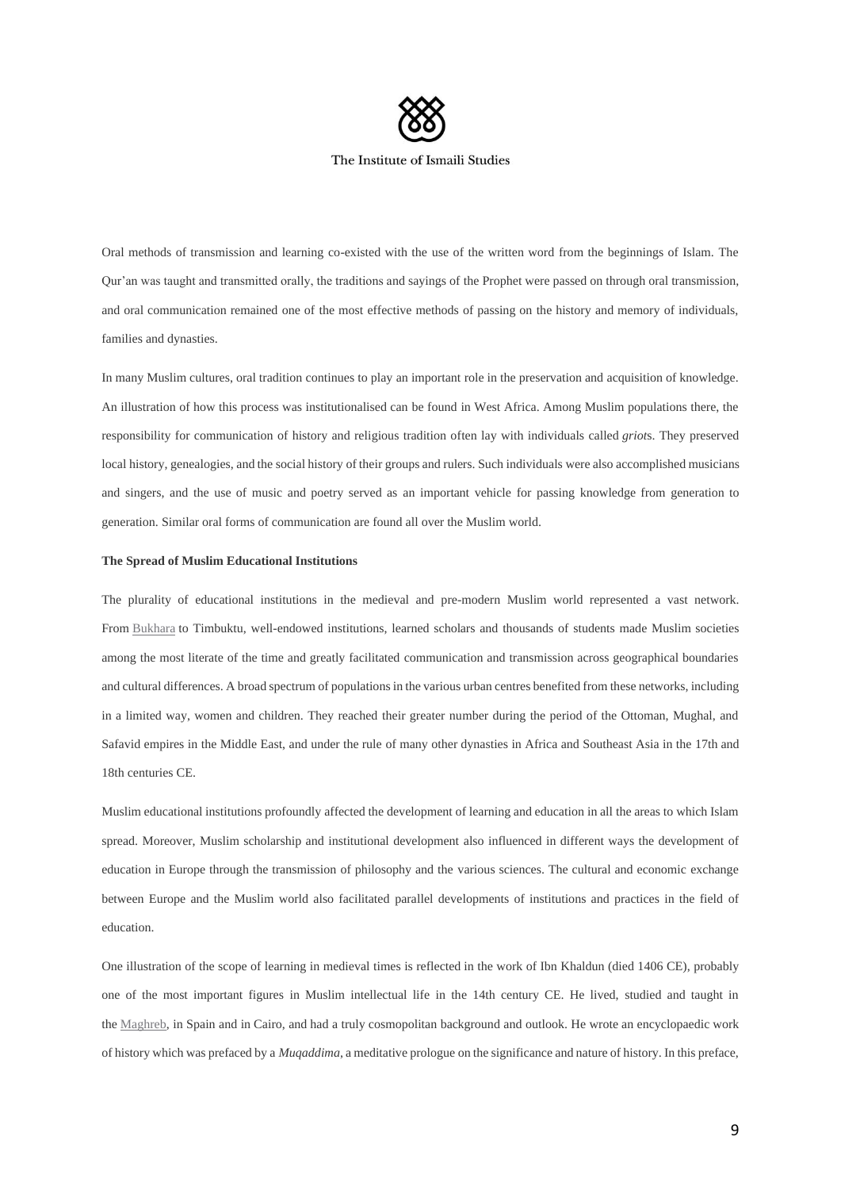Oral methods of transmission and learning co-existed with the use of the written word from the beginnings of Islam. The Qur'an was taught and transmitted orally, the traditions and sayings of the Prophet were passed on through oral transmission, and oral communication remained one of the most effective methods of passing on the history and memory of individuals, families and dynasties.

In many Muslim cultures, oral tradition continues to play an important role in the preservation and acquisition of knowledge. An illustration of how this process was institutionalised can be found in West Africa. Among Muslim populations there, the responsibility for communication of history and religious tradition often lay with individuals called *griot*s. They preserved local history, genealogies, and the social history of their groups and rulers. Such individuals were also accomplished musicians and singers, and the use of music and poetry served as an important vehicle for passing knowledge from generation to generation. Similar oral forms of communication are found all over the Muslim world.

**The Spread of Muslim Educational Institutions**

The plurality of educational institutions in the medieval and pre-modern Muslim world represented a vast network. From Bukhara to Timbuktu, well-endowed institutions, learned scholars and thousands of students made Muslim societies among the most literate of the time and greatly facilitated communication and transmission across geographical boundaries and cultural differences. A broad spectrum of populations in the various urban centres benefited from these networks, including in a limited way, women and children. They reached their greater number during the period of the Ottoman, Mughal, and Safavid empires in the Middle East, and under the rule of many other dynasties in Africa and Southeast Asia in the 17th and 18th centuries CE.

Muslim educational institutions profoundly affected the development of learning and education in all the areas to which Islam spread. Moreover, Muslim scholarship and institutional development also influenced in different ways the development of education in Europe through the transmission of philosophy and the various sciences. The cultural and economic exchange between Europe and the Muslim world also facilitated parallel developments of institutions and practices in the field of education.

One illustration of the scope of learning in medieval times is reflected in the work of Ibn Khaldun (died 1406 CE), probably one of the most important figures in Muslim intellectual life in the 14th century CE. He lived, studied and taught in the Maghreb, in Spain and in Cairo, and had a truly cosmopolitan background and outlook. He wrote an encyclopaedic work of history which was prefaced by a *Muqaddima*, a meditative prologue on the significance and nature of history. In this preface,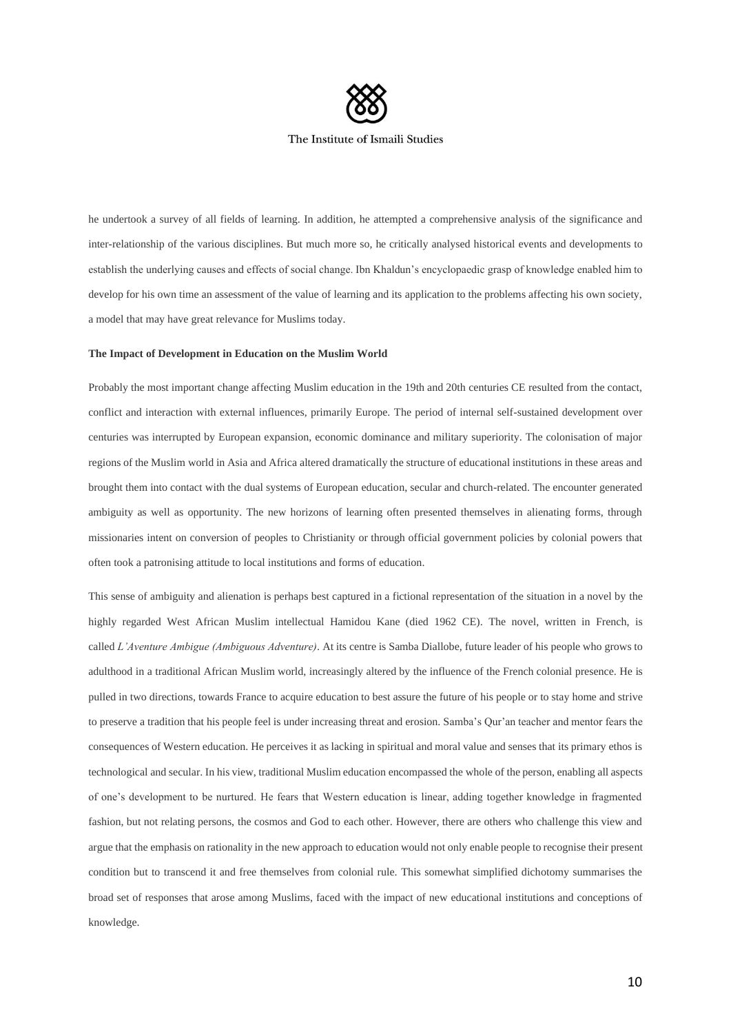he undertook a survey of all fields of learning. In addition, he attempted a comprehensive analysis of the significance and inter-relationship of the various disciplines. But much more so, he critically analysed historical events and developments to establish the underlying causes and effects of social change. Ibn Khaldun's encyclopaedic grasp of knowledge enabled him to develop for his own time an assessment of the value of learning and its application to the problems affecting his own society, a model that may have great relevance for Muslims today.

**The Impact of Development in Education on the Muslim World**

Probably the most important change affecting Muslim education in the 19th and 20th centuries CE resulted from the contact, conflict and interaction with external influences, primarily Europe. The period of internal self-sustained development over centuries was interrupted by European expansion, economic dominance and military superiority. The colonisation of major regions of the Muslim world in Asia and Africa altered dramatically the structure of educational institutions in these areas and brought them into contact with the dual systems of European education, secular and church-related. The encounter generated ambiguity as well as opportunity. The new horizons of learning often presented themselves in alienating forms, through missionaries intent on conversion of peoples to Christianity or through official government policies by colonial powers that often took a patronising attitude to local institutions and forms of education.

This sense of ambiguity and alienation is perhaps best captured in a fictional representation of the situation in a novel by the highly regarded West African Muslim intellectual Hamidou Kane (died 1962 CE). The novel, written in French, is called *L'Aventure Ambigue (Ambiguous Adventure)*. At its centre is Samba Diallobe, future leader of his people who grows to adulthood in a traditional African Muslim world, increasingly altered by the influence of the French colonial presence. He is pulled in two directions, towards France to acquire education to best assure the future of his people or to stay home and strive to preserve a tradition that his people feel is under increasing threat and erosion. Samba's Qur'an teacher and mentor fears the consequences of Western education. He perceives it as lacking in spiritual and moral value and senses that its primary ethos is technological and secular. In his view, traditional Muslim education encompassed the whole of the person, enabling all aspects of one's development to be nurtured. He fears that Western education is linear, adding together knowledge in fragmented fashion, but not relating persons, the cosmos and God to each other. However, there are others who challenge this view and argue that the emphasis on rationality in the new approach to education would not only enable people to recognise their present condition but to transcend it and free themselves from colonial rule. This somewhat simplified dichotomy summarises the broad set of responses that arose among Muslims, faced with the impact of new educational institutions and conceptions of knowledge.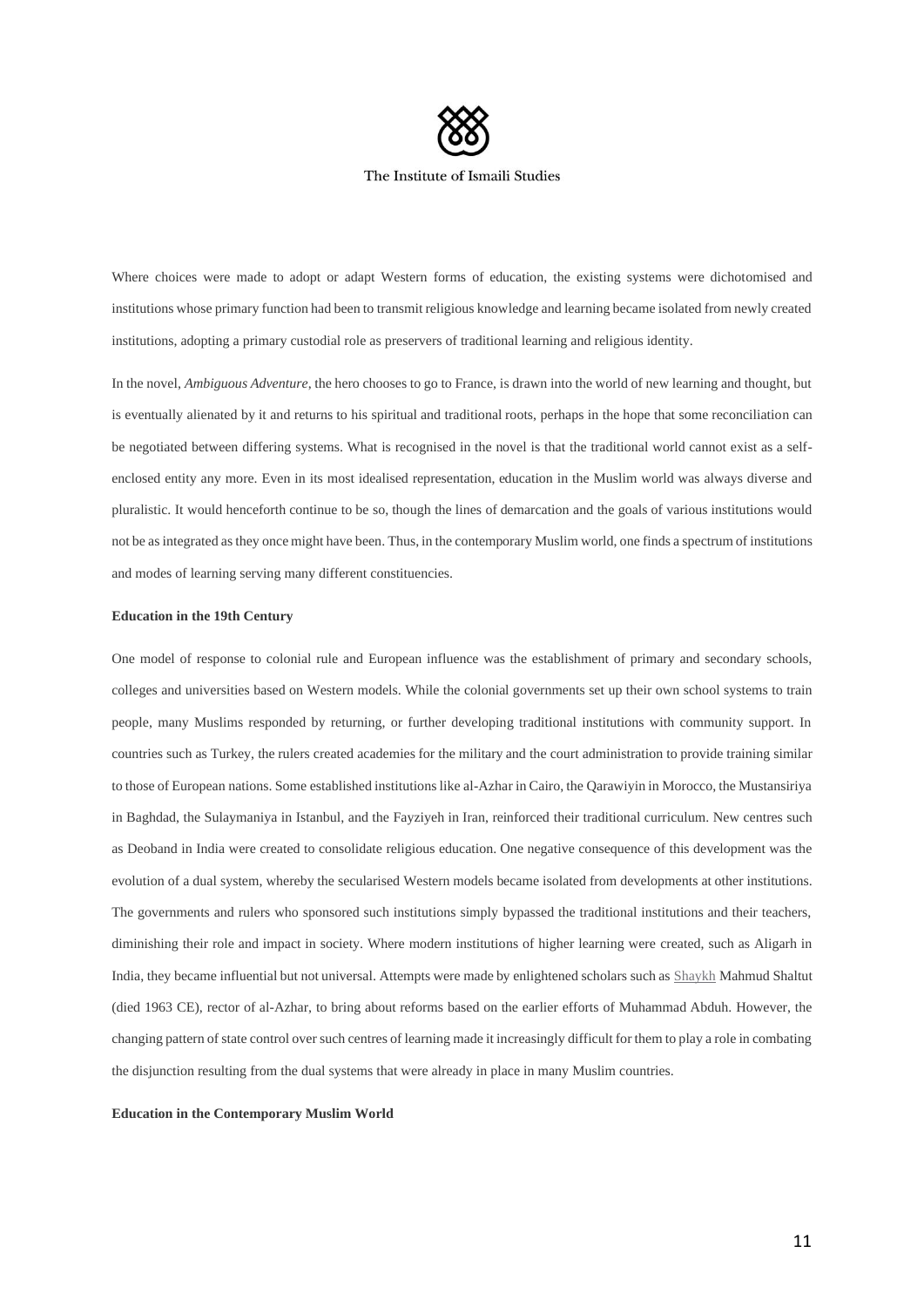Where choices were made to adopt or adapt Western forms of education, the existing systems were dichotomised and institutions whose primary function had been to transmit religious knowledge and learning became isolated from newly created institutions, adopting a primary custodial role as preservers of traditional learning and religious identity.

In the novel, *Ambiguous Adventure*, the hero chooses to go to France, is drawn into the world of new learning and thought, but is eventually alienated by it and returns to his spiritual and traditional roots, perhaps in the hope that some reconciliation can be negotiated between differing systems. What is recognised in the novel is that the traditional world cannot exist as a self-enclosed entity any more. Even in its most idealised representation, education in the Muslim world was always diverse and pluralistic. It would henceforth continue to be so, though the lines of demarcation and the goals of various institutions would not be as integrated as they once might have been. Thus, in the contemporary Muslim world, one finds a spectrum of institutions and modes of learning serving many different constituencies.

**Education in the 19th Century**

One model of response to colonial rule and European influence was the establishment of primary and secondary schools, colleges and universities based on Western models. While the colonial governments set up their own school systems to train people, many Muslims responded by returning, or further developing traditional institutions with community support. In countries such as Turkey, the rulers created academies for the military and the court administration to provide training similar to those of European nations. Some established institutions like al-Azhar in Cairo, the Qarawiyin in Morocco, the Mustansiriya in Baghdad, the Sulaymaniya in Istanbul, and the Fayziyeh in Iran, reinforced their traditional curriculum. New centres such as Deoband in India were created to consolidate religious education. One negative consequence of this development was the evolution of a dual system, whereby the secularised Western models became isolated from developments at other institutions. The governments and rulers who sponsored such institutions simply bypassed the traditional institutions and their teachers, diminishing their role and impact in society. Where modern institutions of higher learning were created, such as Aligarh in India, they became influential but not universal. Attempts were made by enlightened scholars such as Shaykh Mahmud Shaltut (died 1963 CE), rector of al-Azhar, to bring about reforms based on the earlier efforts of Muhammad Abduh. However, the changing pattern of state control over such centres of learning made it increasingly difficult for them to play a role in combating the disjunction resulting from the dual systems that were already in place in many Muslim countries.

**Education in the Contemporary Muslim World**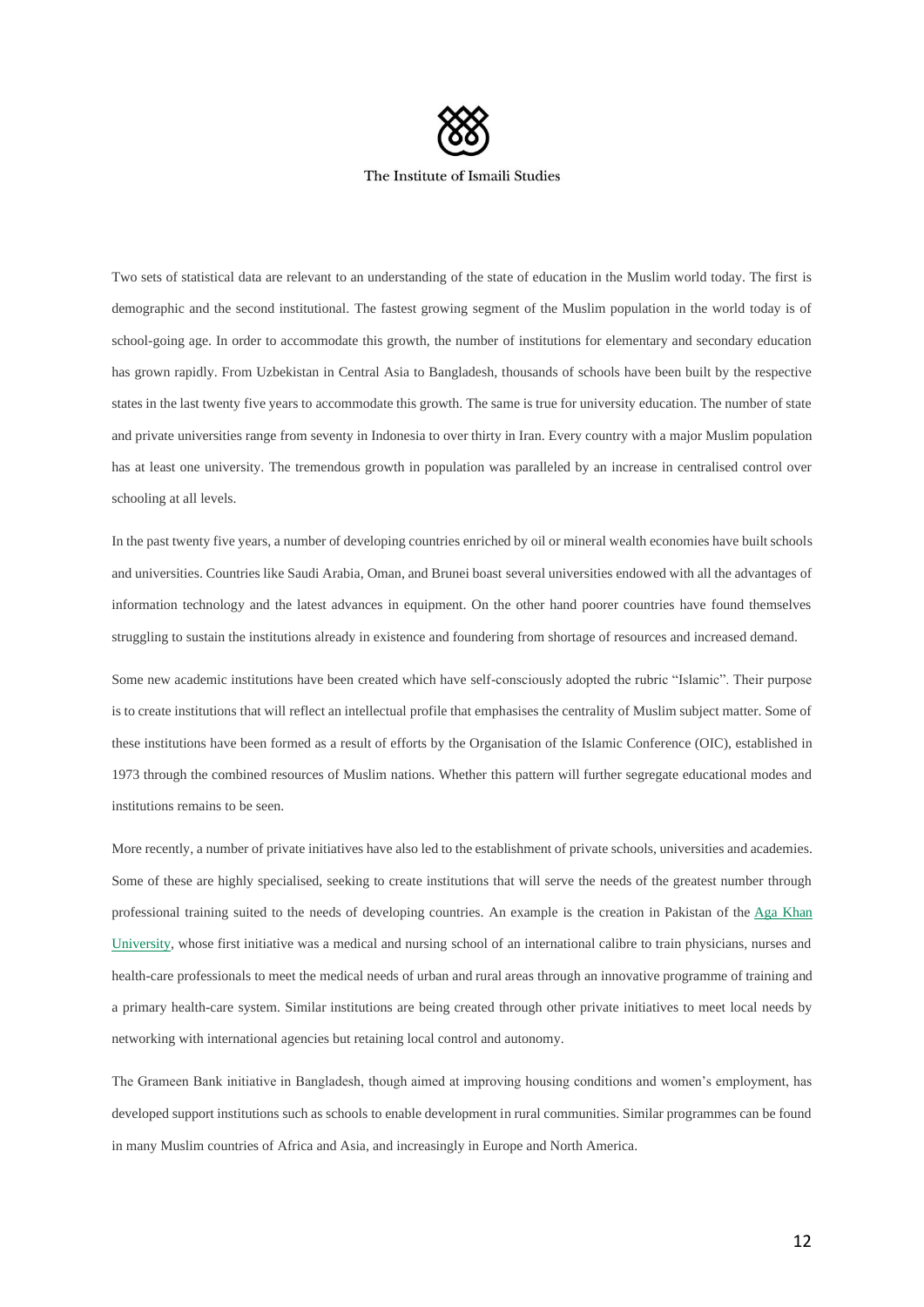Two sets of statistical data are relevant to an understanding of the state of education in the Muslim world today. The first is demographic and the second institutional. The fastest growing segment of the Muslim population in the world today is of school-going age. In order to accommodate this growth, the number of institutions for elementary and secondary education has grown rapidly. From Uzbekistan in Central Asia to Bangladesh, thousands of schools have been built by the respective states in the last twenty five years to accommodate this growth. The same is true for university education. The number of state and private universities range from seventy in Indonesia to over thirty in Iran. Every country with a major Muslim population has at least one university. The tremendous growth in population was paralleled by an increase in centralised control over schooling at all levels.

In the past twenty five years, a number of developing countries enriched by oil or mineral wealth economies have built schools and universities. Countries like Saudi Arabia, Oman, and Brunei boast several universities endowed with all the advantages of information technology and the latest advances in equipment. On the other hand poorer countries have found themselves struggling to sustain the institutions already in existence and foundering from shortage of resources and increased demand.

Some new academic institutions have been created which have self-consciously adopted the rubric "Islamic". Their purpose is to create institutions that will reflect an intellectual profile that emphasises the centrality of Muslim subject matter. Some of these institutions have been formed as a result of efforts by the Organisation of the Islamic Conference (OIC), established in 1973 through the combined resources of Muslim nations. Whether this pattern will further segregate educational modes and institutions remains to be seen.

More recently, a number of private initiatives have also led to the establishment of private schools, universities and academies. Some of these are highly specialised, seeking to create institutions that will serve the needs of the greatest number through professional training suited to the needs of developing countries. An example is the creation in Pakistan of the Aga Khan University, whose first initiative was a medical and nursing school of an international calibre to train physicians, nurses and health-care professionals to meet the medical needs of urban and rural areas through an innovative programme of training and a primary health-care system. Similar institutions are being created through other private initiatives to meet local needs by networking with international agencies but retaining local control and autonomy.

The Grameen Bank initiative in Bangladesh, though aimed at improving housing conditions and women's employment, has developed support institutions such as schools to enable development in rural communities. Similar programmes can be found in many Muslim countries of Africa and Asia, and increasingly in Europe and North America.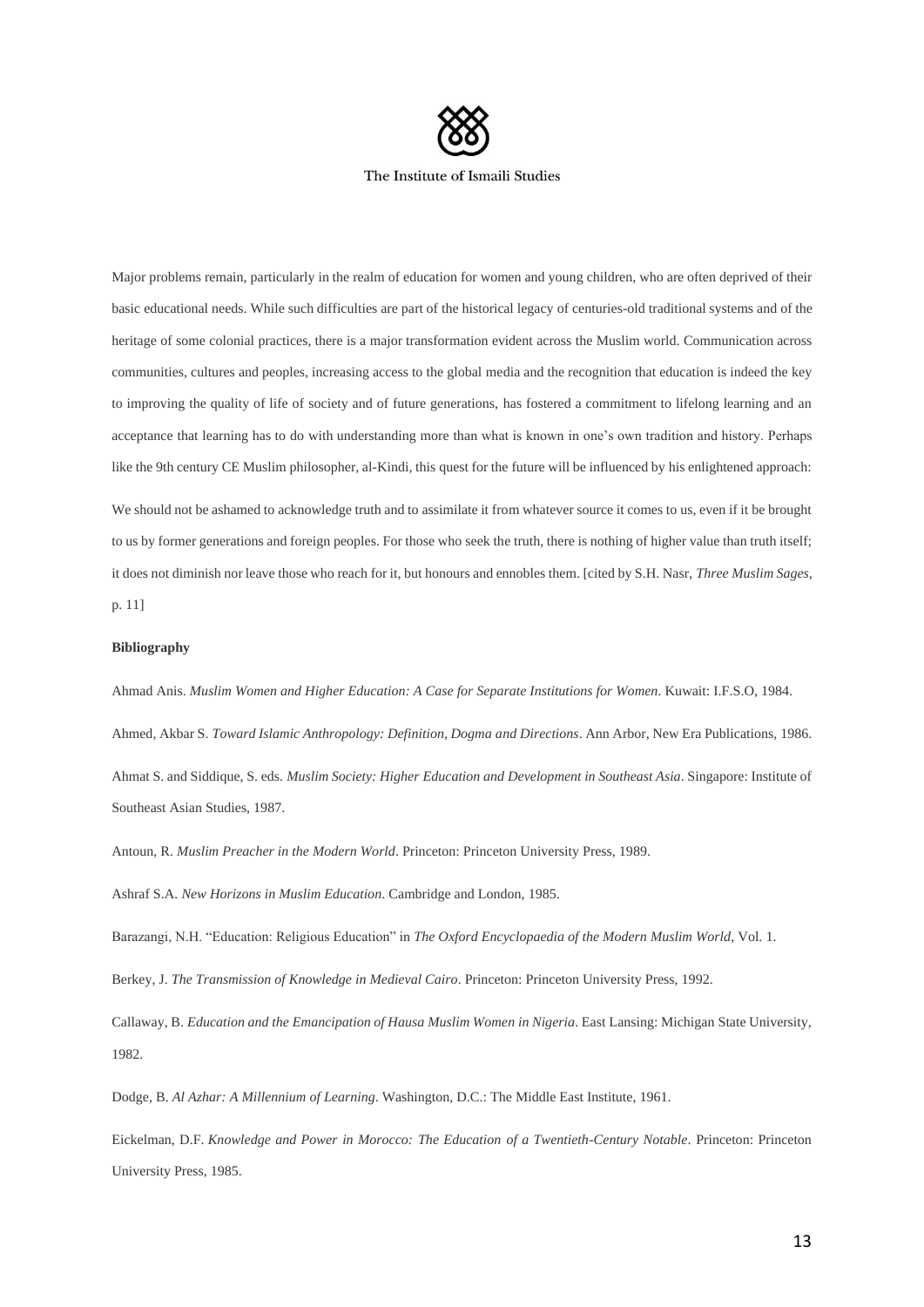Major problems remain, particularly in the realm of education for women and young children, who are often deprived of their basic educational needs. While such difficulties are part of the historical legacy of centuries-old traditional systems and of the heritage of some colonial practices, there is a major transformation evident across the Muslim world. Communication across communities, cultures and peoples, increasing access to the global media and the recognition that education is indeed the key to improving the quality of life of society and of future generations, has fostered a commitment to lifelong learning and an acceptance that learning has to do with understanding more than what is known in one's own tradition and history. Perhaps like the 9th century CE Muslim philosopher, al-Kindi, this quest for the future will be influenced by his enlightened approach:

We should not be ashamed to acknowledge truth and to assimilate it from whatever source it comes to us, even if it be brought to us by former generations and foreign peoples. For those who seek the truth, there is nothing of higher value than truth itself; it does not diminish nor leave those who reach for it, but honours and ennobles them. [cited by S.H. Nasr, *Three Muslim Sages*, p. 11]

**Bibliography**

Ahmad Anis. *Muslim Women and Higher Education: A Case for Separate Institutions for Women*. Kuwait: I.F.S.O, 1984.

Ahmed, Akbar S. *Toward Islamic Anthropology: Definition, Dogma and Directions*. Ann Arbor, New Era Publications, 1986.

Ahmat S. and Siddique, S. eds. *Muslim Society: Higher Education and Development in Southeast Asia*. Singapore: Institute of Southeast Asian Studies, 1987.

Antoun, R. *Muslim Preacher in the Modern World*. Princeton: Princeton University Press, 1989.

Ashraf S.A. *New Horizons in Muslim Education*. Cambridge and London, 1985.

Barazangi, N.H. "Education: Religious Education" in *The Oxford Encyclopaedia of the Modern Muslim World*, Vol. 1.

Berkey, J. *The Transmission of Knowledge in Medieval Cairo*. Princeton: Princeton University Press, 1992.

Callaway, B. *Education and the Emancipation of Hausa Muslim Women in Nigeria*. East Lansing: Michigan State University, 1982.

Dodge, B. *Al Azhar: A Millennium of Learning*. Washington, D.C.: The Middle East Institute, 1961.

Eickelman, D.F. *Knowledge and Power in Morocco: The Education of a Twentieth-Century Notable*. Princeton: Princeton University Press, 1985.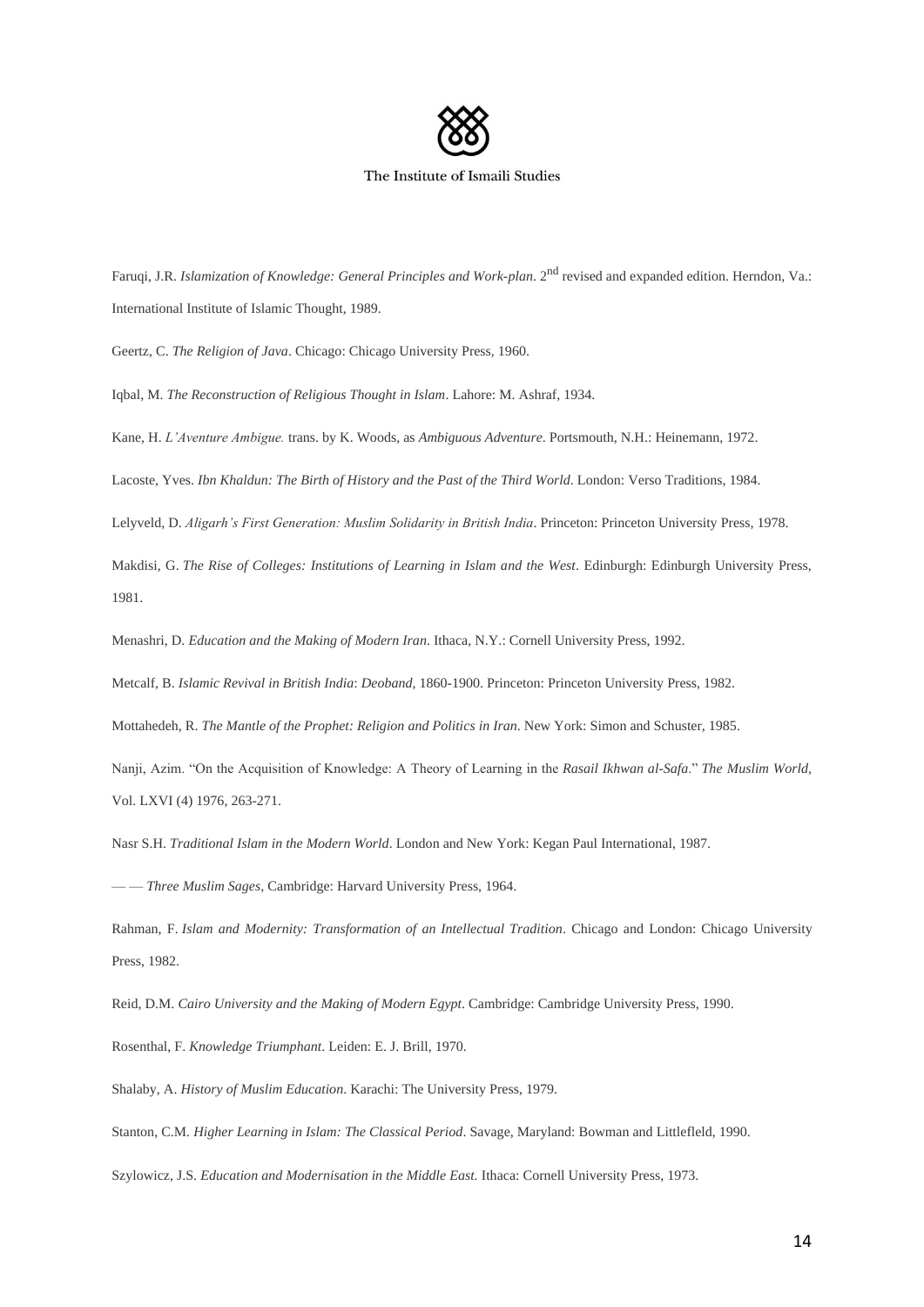Faruqi, J.R. *Islamization of Knowledge: General Principles and Work-plan*. 2nd revised and expanded edition. Herndon, Va.: International Institute of Islamic Thought, 1989.

Geertz, C. *The Religion of Java*. Chicago: Chicago University Press, 1960.

Iqbal, M. *The Reconstruction of Religious Thought in Islam*. Lahore: M. Ashraf, 1934.

Kane, H. *L'Aventure Ambigue.* trans. by K. Woods, as *Ambiguous Adventure*. Portsmouth, N.H.: Heinemann, 1972.

Lacoste, Yves. *Ibn Khaldun: The Birth of History and the Past of the Third World*. London: Verso Traditions, 1984.

Lelyveld, D. *Aligarh's First Generation: Muslim Solidarity in British India*. Princeton: Princeton University Press, 1978.

Makdisi, G. *The Rise of Colleges: Institutions of Learning in Islam and the West*. Edinburgh: Edinburgh University Press, 1981.

Menashri, D. *Education and the Making of Modern Iran*. Ithaca, N.Y.: Cornell University Press, 1992.

Metcalf, B. *Islamic Revival in British India*: *Deoband,* 1860-1900. Princeton: Princeton University Press, 1982.

Mottahedeh, R. *The Mantle of the Prophet: Religion and Politics in Iran*. New York: Simon and Schuster, 1985.

Nanji, Azim. "On the Acquisition of Knowledge: A Theory of Learning in the *Rasail Ikhwan al-Safa*." *The Muslim World*, Vol. LXVI (4) 1976, 263-271.

Nasr S.H. *Traditional Islam in the Modern World*. London and New York: Kegan Paul International, 1987.

— — *Three Muslim Sages*, Cambridge: Harvard University Press, 1964.

Rahman, F. *Islam and Modernity: Transformation of an Intellectual Tradition*. Chicago and London: Chicago University Press, 1982.

Reid, D.M. *Cairo University and the Making of Modern Egypt*. Cambridge: Cambridge University Press, 1990.

Rosenthal, F. *Knowledge Triumphant*. Leiden: E. J. Brill, 1970.

Shalaby, A. *History of Muslim Education*. Karachi: The University Press, 1979.

Stanton, C.M. *Higher Learning in Islam: The Classical Period*. Savage, Maryland: Bowman and Littlefleld, 1990.

Szylowicz, J.S. *Education and Modernisation in the Middle East.* Ithaca: Cornell University Press, 1973.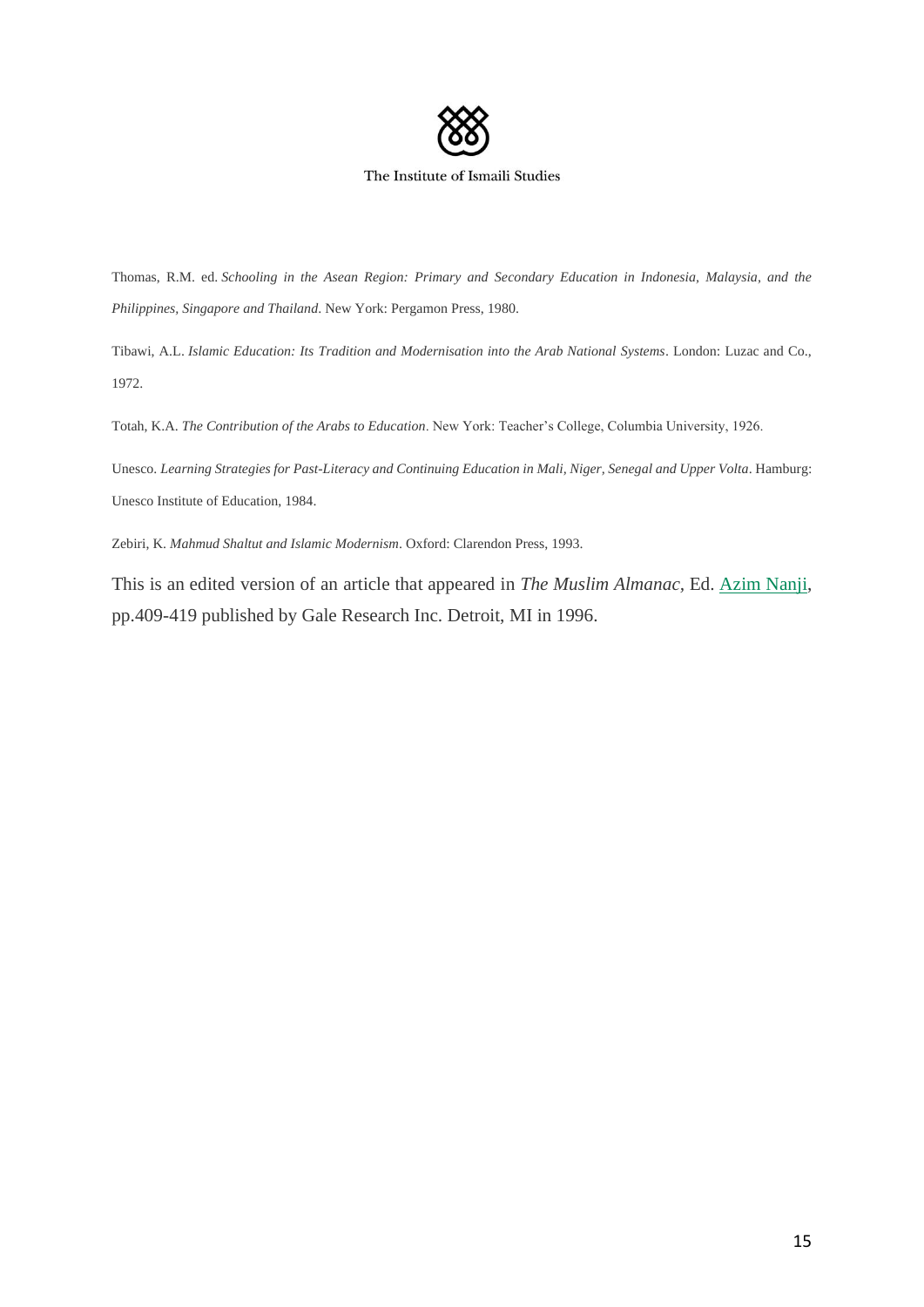Thomas, R.M. ed. *Schooling in the Asean Region: Primary and Secondary Education in Indonesia, Malaysia, and the Philippines, Singapore and Thailand*. New York: Pergamon Press, 1980.

Tibawi, A.L. *Islamic Education: Its Tradition and Modernisation into the Arab National Systems*. London: Luzac and Co., 1972.

Totah, K.A. *The Contribution of the Arabs to Education*. New York: Teacher's College, Columbia University, 1926.

Unesco. *Learning Strategies for Past-Literacy and Continuing Education in Mali, Niger, Senegal and Upper Volta*. Hamburg: Unesco Institute of Education, 1984.

Zebiri, K. *Mahmud Shaltut and Islamic Modernism*. Oxford: Clarendon Press, 1993.

This is an edited version of an article that appeared in *The Muslim Almanac*, Ed. Azim Nanji, pp.409-419 published by Gale Research Inc. Detroit, MI in 1996.